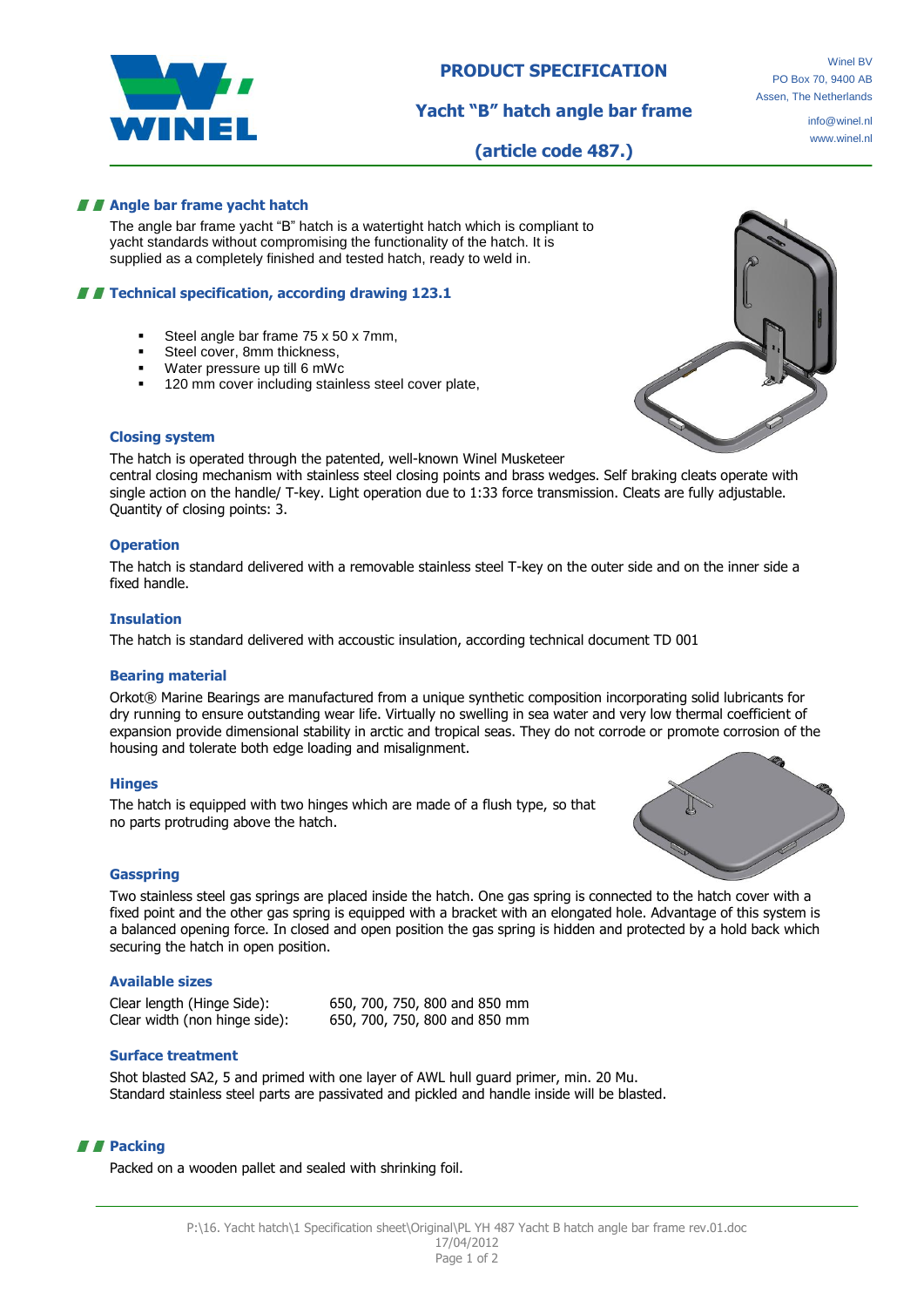WINEL

# PRODUCT SPECIFICATION

## Yacht "B" hatch angle bar frame

## (article code 487.)

Winel BV
PO Box 70, 9400 AB
Assen, The Netherlands

info@winel.nl
www.winel.nl

## Angle bar frame yacht hatch

The angle bar frame yacht "B" hatch is a watertight hatch which is compliant to yacht standards without compromising the functionality of the hatch. It is supplied as a completely finished and tested hatch, ready to weld in.

## Technical specification, according drawing 123.1

- Steel angle bar frame 75 x 50 x 7mm,
- Steel cover, 8mm thickness,
- Water pressure up till 6 mWc
- 120 mm cover including stainless steel cover plate,

### Closing system

The hatch is operated through the patented, well-known Winel Musketeer central closing mechanism with stainless steel closing points and brass wedges. Self braking cleats operate with single action on the handle/ T-key. Light operation due to 1:33 force transmission. Cleats are fully adjustable. Quantity of closing points: 3.

### Operation

The hatch is standard delivered with a removable stainless steel T-key on the outer side and on the inner side a fixed handle.

### Insulation

The hatch is standard delivered with accoustic insulation, according technical document TD 001

### Bearing material

Orkot® Marine Bearings are manufactured from a unique synthetic composition incorporating solid lubricants for dry running to ensure outstanding wear life. Virtually no swelling in sea water and very low thermal coefficient of expansion provide dimensional stability in arctic and tropical seas. They do not corrode or promote corrosion of the housing and tolerate both edge loading and misalignment.

### Hinges

The hatch is equipped with two hinges which are made of a flush type, so that no parts protruding above the hatch.

### Gasspring

Two stainless steel gas springs are placed inside the hatch. One gas spring is connected to the hatch cover with a fixed point and the other gas spring is equipped with a bracket with an elongated hole. Advantage of this system is a balanced opening force. In closed and open position the gas spring is hidden and protected by a hold back which securing the hatch in open position.

### Available sizes

| | |
|---|---|
| Clear length (Hinge Side): | 650, 700, 750, 800 and 850 mm |
| Clear width (non hinge side): | 650, 700, 750, 800 and 850 mm |

### Surface treatment

Shot blasted SA2, 5 and primed with one layer of AWL hull guard primer, min. 20 Mu.
Standard stainless steel parts are passivated and pickled and handle inside will be blasted.

## Packing

Packed on a wooden pallet and sealed with shrinking foil.

P:\16. Yacht hatch\1 Specification sheet\Original\PL YH 487 Yacht B hatch angle bar frame rev.01.doc
17/04/2012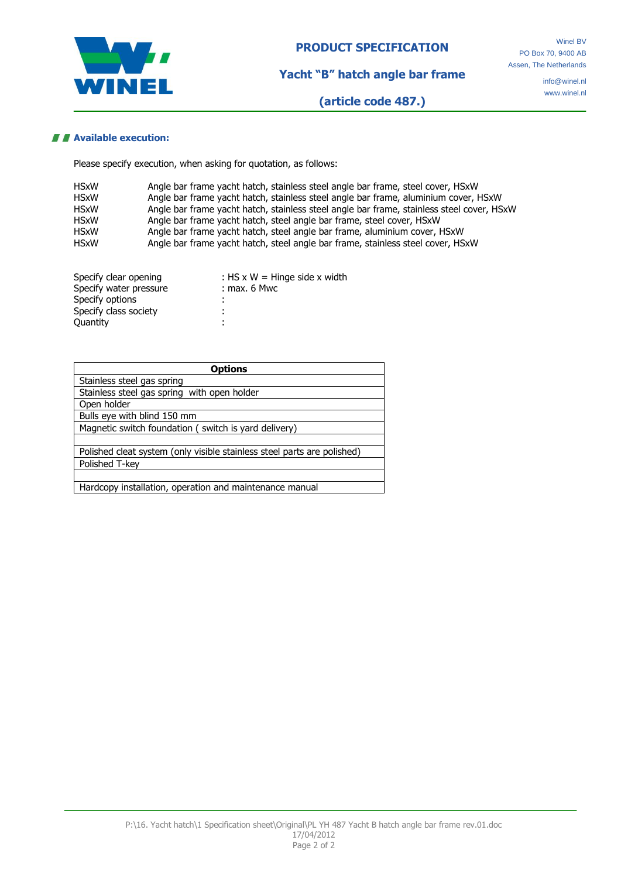# PRODUCT SPECIFICATION

## Yacht "B" hatch angle bar frame

## (article code 487.)

Winel BV
PO Box 70, 9400 AB
Assen, The Netherlands

info@winel.nl
www.winel.nl

### Available execution:

Please specify execution, when asking for quotation, as follows:

| | |
|---|---|
| HSxW | Angle bar frame yacht hatch, stainless steel angle bar frame, steel cover, HSxW |
| HSxW | Angle bar frame yacht hatch, stainless steel angle bar frame, aluminium cover, HSxW |
| HSxW | Angle bar frame yacht hatch, stainless steel angle bar frame, stainless steel cover, HSxW |
| HSxW | Angle bar frame yacht hatch, steel angle bar frame, steel cover, HSxW |
| HSxW | Angle bar frame yacht hatch, steel angle bar frame, aluminium cover, HSxW |
| HSxW | Angle bar frame yacht hatch, steel angle bar frame, stainless steel cover, HSxW |

| | |
|---|---|
| Specify clear opening | : HS x W = Hinge side x width |
| Specify water pressure | : max. 6 Mwc |
| Specify options | : |
| Specify class society | : |
| Quantity | : |

| Options |
|---|
| Stainless steel gas spring |
| Stainless steel gas spring with open holder |
| Open holder |
| Bulls eye with blind 150 mm |
| Magnetic switch foundation ( switch is yard delivery) |
| |
| Polished cleat system (only visible stainless steel parts are polished) |
| Polished T-key |
| |
| Hardcopy installation, operation and maintenance manual |

P:\16. Yacht hatch\1 Specification sheet\Original\PL YH 487 Yacht B hatch angle bar frame rev.01.doc
17/04/2012